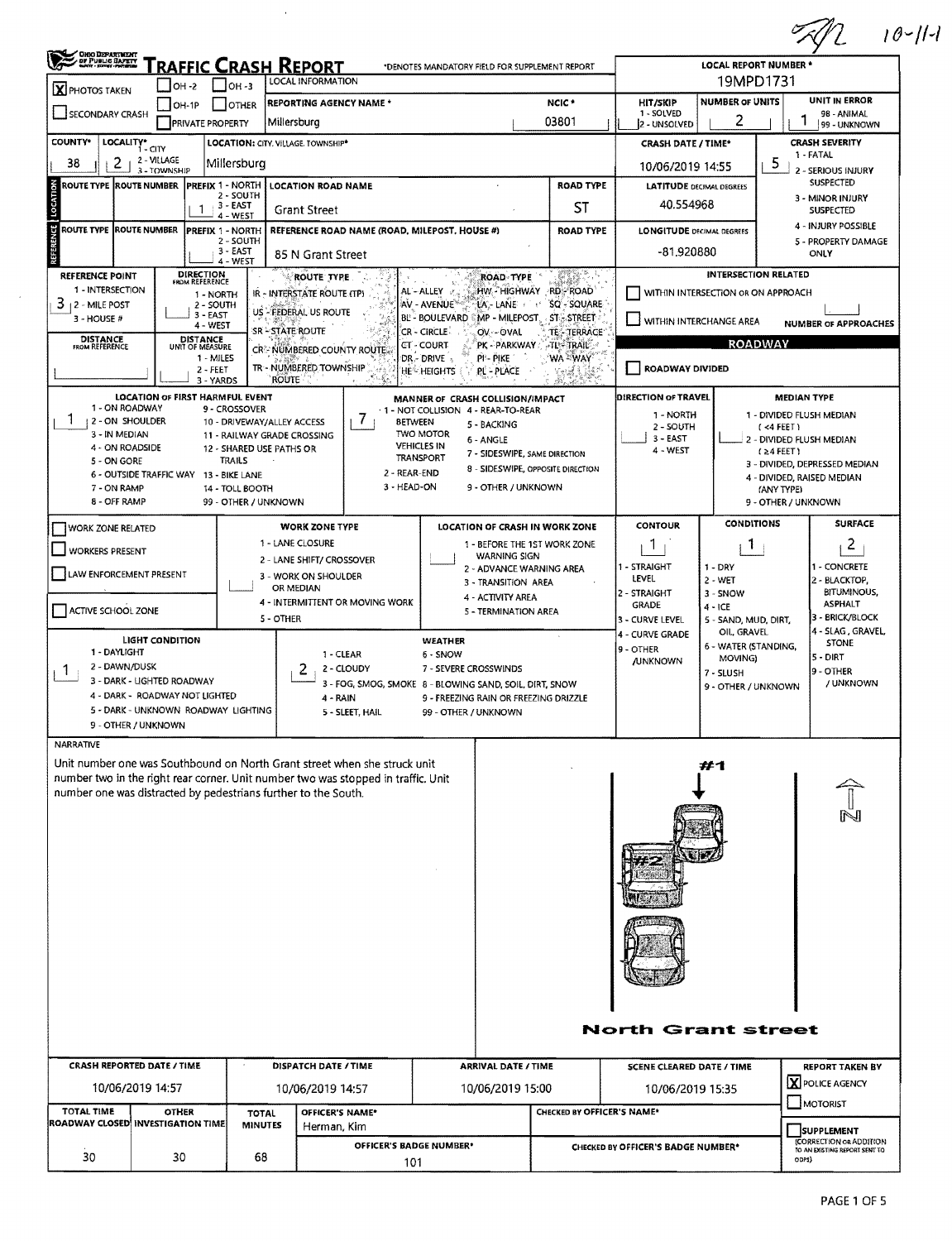10-11-1

# TRAFFIC CRASH REPORT

*DENOTES MANDATORY FIELD FOR SUPPLEMENT REPORT

| Field | Value |
|---|---|
| LOCAL REPORT NUMBER * | 19MPD1731 |
| PHOTOS TAKEN | X |
| SECONDARY CRASH | |
| OH-2 / OH-3 / OH-1P / OTHER / PRIVATE PROPERTY | |
| REPORTING AGENCY NAME * | Millersburg |
| NCIC * | 03801 |
| HIT/SKIP (1 - SOLVED, 2 - UNSOLVED) | |
| NUMBER OF UNITS | 2 |
| UNIT IN ERROR (98 - ANIMAL, 99 - UNKNOWN) | 1 |
| COUNTY* | 38 |
| LOCALITY* (1 - CITY, 2 - VILLAGE, 3 - TOWNSHIP) | 2 |
| LOCATION: CITY, VILLAGE, TOWNSHIP* | Millersburg |
| CRASH DATE / TIME* | 10/06/2019 14:55 |
| CRASH SEVERITY (1 - FATAL, 2 - SERIOUS INJURY SUSPECTED, 3 - MINOR INJURY SUSPECTED, 4 - INJURY POSSIBLE, 5 - PROPERTY DAMAGE ONLY) | 5 |

## LOCATION

| ROUTE TYPE | ROUTE NUMBER | PREFIX (1 - NORTH, 2 - SOUTH, 3 - EAST, 4 - WEST) | LOCATION ROAD NAME | ROAD TYPE | LATITUDE DECIMAL DEGREES |
|---|---|---|---|---|---|
| | | 1 | Grant Street | ST | 40.554968 |

## REFERENCE

| ROUTE TYPE | ROUTE NUMBER | PREFIX (1 - NORTH, 2 - SOUTH, 3 - EAST, 4 - WEST) | REFERENCE ROAD NAME (ROAD, MILEPOST, HOUSE #) | ROAD TYPE | LONGITUDE DECIMAL DEGREES |
|---|---|---|---|---|---|
| | | | 85 N Grant Street | | -81.920880 |

REFERENCE POINT (1 - INTERSECTION, 2 - MILE POST, 3 - HOUSE #): 3

DIRECTION FROM REFERENCE (1 - NORTH, 2 - SOUTH, 3 - EAST, 4 - WEST):

DISTANCE FROM REFERENCE:

DISTANCE UNIT OF MEASURE (1 - MILES, 2 - FEET, 3 - YARDS):

ROUTE TYPE: IR - INTERSTATE ROUTE (TP), US - FEDERAL US ROUTE, SR - STATE ROUTE, CR - NUMBERED COUNTY ROUTE, TR - NUMBERED TOWNSHIP ROUTE

ROAD TYPE: AL - ALLEY, AV - AVENUE, BL - BOULEVARD, CR - CIRCLE, CT - COURT, DR - DRIVE, HE - HEIGHTS, HW - HIGHWAY, LA - LANE, MP - MILEPOST, OV - OVAL, PK - PARKWAY, PI - PIKE, PL - PLACE, RD - ROAD, SQ - SQUARE, ST - STREET, TE - TERRACE, TL - TRAIL, WA - WAY

INTERSECTION RELATED: WITHIN INTERSECTION OR ON APPROACH [ ]; WITHIN INTERCHANGE AREA [ ]; NUMBER OF APPROACHES:

ROADWAY: ROADWAY DIVIDED [ ]

LOCATION OF FIRST HARMFUL EVENT: 1
(1 - ON ROADWAY, 2 - ON SHOULDER, 3 - IN MEDIAN, 4 - ON ROADSIDE, 5 - ON GORE, 6 - OUTSIDE TRAFFIC WAY, 7 - ON RAMP, 8 - OFF RAMP, 9 - CROSSOVER, 10 - DRIVEWAY/ALLEY ACCESS, 11 - RAILWAY GRADE CROSSING, 12 - SHARED USE PATHS OR TRAILS, 13 - BIKE LANE, 14 - TOLL BOOTH, 99 - OTHER / UNKNOWN)

MANNER OF CRASH COLLISION/IMPACT: 7
(1 - NOT COLLISION BETWEEN TWO MOTOR VEHICLES IN TRANSPORT, 2 - REAR-END, 3 - HEAD-ON, 4 - REAR-TO-REAR, 5 - BACKING, 6 - ANGLE, 7 - SIDESWIPE, SAME DIRECTION, 8 - SIDESWIPE, OPPOSITE DIRECTION, 9 - OTHER / UNKNOWN)

DIRECTION OF TRAVEL: (1 - NORTH, 2 - SOUTH, 3 - EAST, 4 - WEST)

MEDIAN TYPE: (1 - DIVIDED FLUSH MEDIAN (<4 FEET), 2 - DIVIDED FLUSH MEDIAN (≥4 FEET), 3 - DIVIDED, DEPRESSED MEDIAN, 4 - DIVIDED, RAISED MEDIAN (ANY TYPE), 9 - OTHER / UNKNOWN)

WORK ZONE RELATED [ ]; WORKERS PRESENT [ ]; LAW ENFORCEMENT PRESENT [ ]; ACTIVE SCHOOL ZONE [ ]

WORK ZONE TYPE: (1 - LANE CLOSURE, 2 - LANE SHIFT/ CROSSOVER, 3 - WORK ON SHOULDER OR MEDIAN, 4 - INTERMITTENT OR MOVING WORK, 5 - OTHER)

LOCATION OF CRASH IN WORK ZONE: (1 - BEFORE THE 1ST WORK ZONE WARNING SIGN, 2 - ADVANCE WARNING AREA, 3 - TRANSITION AREA, 4 - ACTIVITY AREA, 5 - TERMINATION AREA)

CONTOUR: 1 (1 - STRAIGHT LEVEL, 2 - STRAIGHT GRADE, 3 - CURVE LEVEL, 4 - CURVE GRADE, 9 - OTHER /UNKNOWN)

CONDITIONS: 1 (1 - DRY, 2 - WET, 3 - SNOW, 4 - ICE, 5 - SAND, MUD, DIRT, OIL, GRAVEL, 6 - WATER (STANDING, MOVING), 7 - SLUSH, 9 - OTHER / UNKNOWN)

SURFACE: 2 (1 - CONCRETE, 2 - BLACKTOP, BITUMINOUS, ASPHALT, 3 - BRICK/BLOCK, 4 - SLAG, GRAVEL, STONE, 5 - DIRT, 9 - OTHER / UNKNOWN)

LIGHT CONDITION: 1 (1 - DAYLIGHT, 2 - DAWN/DUSK, 3 - DARK - LIGHTED ROADWAY, 4 - DARK - ROADWAY NOT LIGHTED, 5 - DARK - UNKNOWN ROADWAY LIGHTING, 9 - OTHER / UNKNOWN)

WEATHER: 2 (1 - CLEAR, 2 - CLOUDY, 3 - FOG, SMOG, SMOKE, 4 - RAIN, 5 - SLEET, HAIL, 6 - SNOW, 7 - SEVERE CROSSWINDS, 8 - BLOWING SAND, SOIL, DIRT, SNOW, 9 - FREEZING RAIN OR FREEZING DRIZZLE, 99 - OTHER / UNKNOWN)

## NARRATIVE

Unit number one was Southbound on North Grant street when she struck unit number two in the right rear corner. Unit number two was stopped in traffic. Unit number one was distracted by pedestrians further to the South.

#1

#2

N

North Grant street

| CRASH REPORTED DATE / TIME | DISPATCH DATE / TIME | ARRIVAL DATE / TIME | SCENE CLEARED DATE / TIME | REPORT TAKEN BY |
|---|---|---|---|---|
| 10/06/2019 14:57 | 10/06/2019 14:57 | 10/06/2019 15:00 | 10/06/2019 15:35 | [X] POLICE AGENCY [ ] MOTORIST |

| TOTAL TIME ROADWAY CLOSED | OTHER INVESTIGATION TIME | TOTAL MINUTES | OFFICER'S NAME* | CHECKED BY OFFICER'S NAME* | SUPPLEMENT (CORRECTION OR ADDITION TO AN EXISTING REPORT SENT TO ODPS) |
|---|---|---|---|---|---|
| 30 | 30 | 68 | Herman, Kim | | [ ] |
| | | | OFFICER'S BADGE NUMBER*: 101 | CHECKED BY OFFICER'S BADGE NUMBER*: | |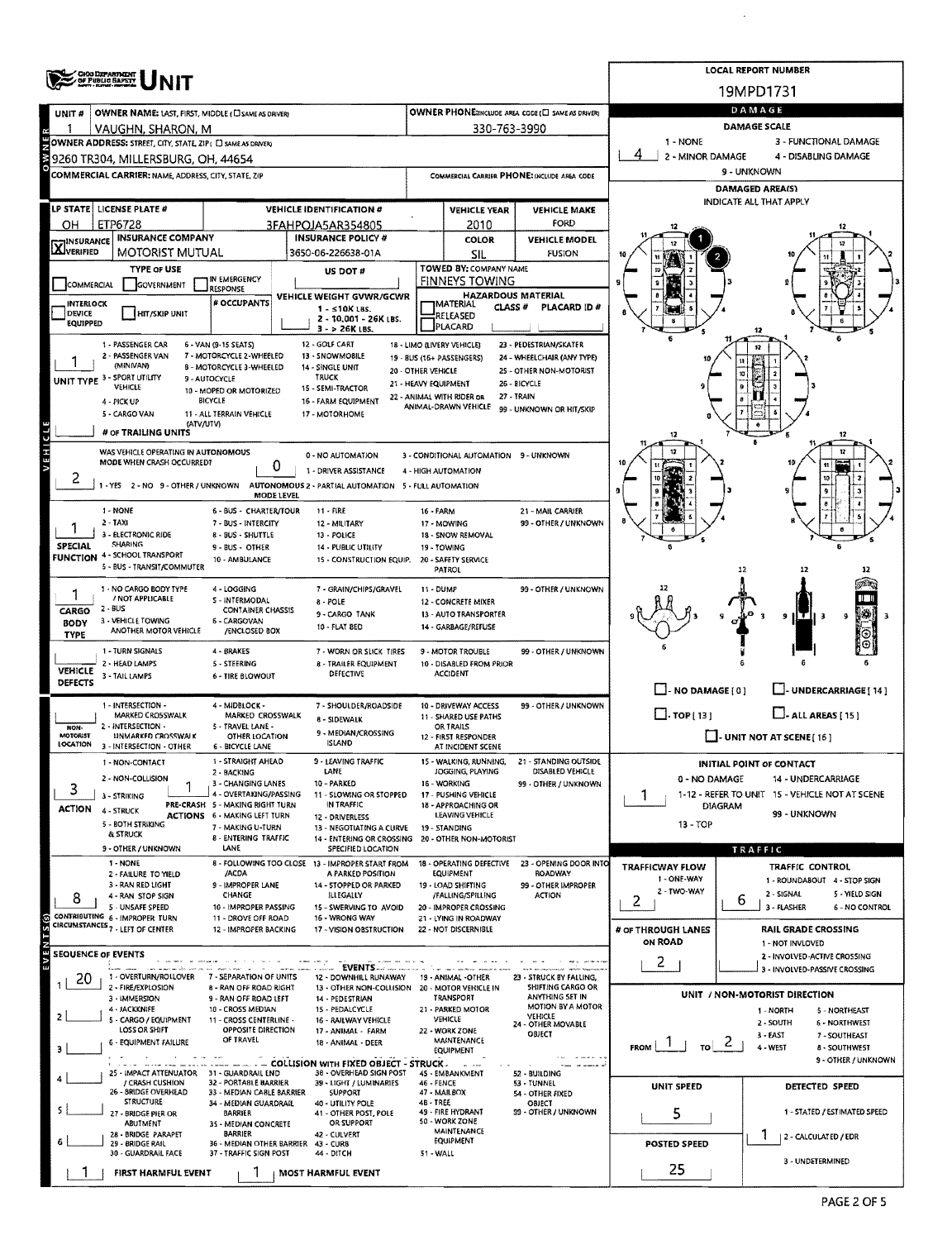# UNIT

**LOCAL REPORT NUMBER:** 19MPD1731

**UNIT #:** 1

**OWNER NAME:** VAUGHN, SHARON, M

**OWNER PHONE:** 330-763-3990

**OWNER ADDRESS:** 9260 TR304, MILLERSBURG, OH, 44654

**COMMERCIAL CARRIER:**

| LP STATE | LICENSE PLATE # | VEHICLE IDENTIFICATION # | VEHICLE YEAR | VEHICLE MAKE |
|---|---|---|---|---|
| OH | ETP6728 | 3FAHPOJA5AR354805 | 2010 | FORD |

| INSURANCE VERIFIED | INSURANCE COMPANY | INSURANCE POLICY # | COLOR | VEHICLE MODEL |
|---|---|---|---|---|
| X | MOTORIST MUTUAL | 3650-06-226638-01A | SIL | FUSION |

**TOWED BY:** FINNEYS TOWING

**UNIT TYPE:** 1 - PASSENGER CAR

**WAS VEHICLE OPERATING IN AUTONOMOUS MODE WHEN CRASH OCCURRED?** 2 - NO

**AUTONOMOUS MODE LEVEL:** 0 - NO AUTOMATION

**SPECIAL FUNCTION:** 1 - NONE

**CARGO BODY TYPE:** 1 - NO CARGO BODY TYPE / NOT APPLICABLE

**VEHICLE DEFECTS:**

**NON-MOTORIST LOCATION:**

**ACTION:** 3 - STRIKING

**PRE-CRASH ACTIONS:** 1 - STRAIGHT AHEAD

**CONTRIBUTING CIRCUMSTANCES:** 8 - FOLLOWING TOO CLOSE /ACDA

## SEQUENCE OF EVENTS

1. 20 - MOTOR VEHICLE IN TRANSPORT

**FIRST HARMFUL EVENT:** 1

**MOST HARMFUL EVENT:** 1

## DAMAGE

**DAMAGE SCALE:** 4 - DISABLING DAMAGE

**DAMAGED AREA(S):** 1, 2

**INITIAL POINT OF CONTACT:** 1

## TRAFFIC

**TRAFFICWAY FLOW:** 2 - TWO-WAY

**TRAFFIC CONTROL:** 6 - NO CONTROL

**# OF THROUGH LANES ON ROAD:** 2

**RAIL GRADE CROSSING:**

**UNIT / NON-MOTORIST DIRECTION:** FROM 1 (NORTH) TO 2 (SOUTH)

**UNIT SPEED:** 5

**DETECTED SPEED:** 1 - STATED / ESTIMATED SPEED

**POSTED SPEED:** 25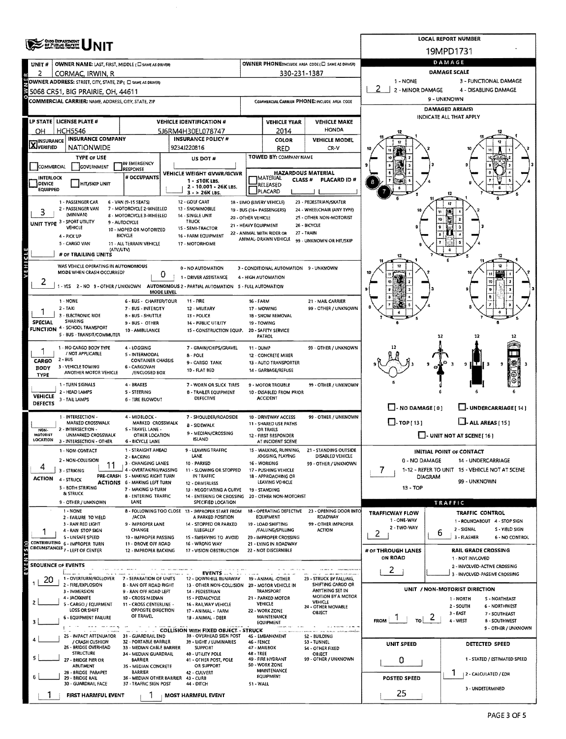# OHIO DEPARTMENT OF PUBLIC SAFETY UNIT

**LOCAL REPORT NUMBER:** 19MPD1731

| UNIT # | OWNER NAME: LAST, FIRST, MIDDLE (☐ SAME AS DRIVER) | OWNER PHONE: INCLUDE AREA CODE (☐ SAME AS DRIVER) |
|---|---|---|
| 2 | CORMAC, IRWIN, R | 330-231-1387 |

**OWNER ADDRESS:** STREET, CITY, STATE, ZIP (☐ SAME AS DRIVER)
5068 CR51, BIG PRAIRIE, OH, 44611

**COMMERCIAL CARRIER:** NAME, ADDRESS, CITY, STATE, ZIP
**COMMERCIAL CARRIER PHONE:** INCLUDE AREA CODE

| LP STATE | LICENSE PLATE # | VEHICLE IDENTIFICATION # | VEHICLE YEAR | VEHICLE MAKE |
|---|---|---|---|---|
| OH | HCH5546 | 5J6RM4H30EL078747 | 2014 | HONDA |

| INSURANCE | INSURANCE COMPANY | INSURANCE POLICY # | COLOR | VEHICLE MODEL |
|---|---|---|---|---|
| ☒ VERIFIED | NATIONWIDE | 9234J220816 | RED | CR-V |

**TYPE OF USE:** ☐ COMMERCIAL ☐ GOVERNMENT ☐ IN EMERGENCY RESPONSE
**US DOT #:**
**TOWED BY:** COMPANY NAME
☐ INTERLOCK DEVICE EQUIPPED ☐ HIT/SKIP UNIT
**# OCCUPANTS:**
**VEHICLE WEIGHT GVWR/GCWR:** 1 - ≤10K LBS. 2 - 10.001 - 26K LBS. 3 - > 26K LBS.
**HAZARDOUS MATERIAL:** ☐ MATERIAL RELEASED ☐ PLACARD CLASS # PLACARD ID #

**UNIT TYPE:** 3
1 - PASSENGER CAR, 2 - PASSENGER VAN (MINIVAN), 3 - SPORT UTILITY VEHICLE, 4 - PICK UP, 5 - CARGO VAN, 6 - VAN (9-15 SEATS), 7 - MOTORCYCLE 2-WHEELED, 8 - MOTORCYCLE 3-WHEELED, 9 - AUTOCYCLE, 10 - MOPED OR MOTORIZED BICYCLE, 11 - ALL TERRAIN VEHICLE (ATV/UTV), 12 - GOLF CART, 13 - SNOWMOBILE, 14 - SINGLE UNIT TRUCK, 15 - SEMI-TRACTOR, 16 - FARM EQUIPMENT, 17 - MOTORHOME, 18 - LIMO (LIVERY VEHICLE), 19 - BUS (16+ PASSENGERS), 20 - OTHER VEHICLE, 21 - HEAVY EQUIPMENT, 22 - ANIMAL WITH RIDER OR ANIMAL-DRAWN VEHICLE, 23 - PEDESTRIAN/SKATER, 24 - WHEELCHAIR (ANY TYPE), 25 - OTHER NON-MOTORIST, 26 - BICYCLE, 27 - TRAIN, 99 - UNKNOWN OR HIT/SKIP
**# OF TRAILING UNITS:**

**WAS VEHICLE OPERATING IN AUTONOMOUS MODE WHEN CRASH OCCURRED?** 2
1 - YES 2 - NO 9 - OTHER / UNKNOWN
**AUTONOMOUS MODE LEVEL:** 0
0 - NO AUTOMATION, 1 - DRIVER ASSISTANCE, 2 - PARTIAL AUTOMATION, 3 - CONDITIONAL AUTOMATION, 4 - HIGH AUTOMATION, 5 - FULL AUTOMATION, 9 - UNKNOWN

**SPECIAL FUNCTION:** 1
1 - NONE, 2 - TAXI, 3 - ELECTRONIC RIDE SHARING, 4 - SCHOOL TRANSPORT, 5 - BUS - TRANSIT/COMMUTER, 6 - BUS - CHARTER/TOUR, 7 - BUS - INTERCITY, 8 - BUS - SHUTTLE, 9 - BUS - OTHER, 10 - AMBULANCE, 11 - FIRE, 12 - MILITARY, 13 - POLICE, 14 - PUBLIC UTILITY, 15 - CONSTRUCTION EQUIP., 16 - FARM, 17 - MOWING, 18 - SNOW REMOVAL, 19 - TOWING, 20 - SAFETY SERVICE PATROL, 21 - MAIL CARRIER, 99 - OTHER / UNKNOWN

**CARGO BODY TYPE:** 1
1 - NO CARGO BODY TYPE / NOT APPLICABLE, 2 - BUS, 3 - VEHICLE TOWING ANOTHER MOTOR VEHICLE, 4 - LOGGING, 5 - INTERMODAL CONTAINER CHASSIS, 6 - CARGOVAN /ENCLOSED BOX, 7 - GRAIN/CHIPS/GRAVEL, 8 - POLE, 9 - CARGO TANK, 10 - FLAT BED, 11 - DUMP, 12 - CONCRETE MIXER, 13 - AUTO TRANSPORTER, 14 - GARBAGE/REFUSE, 99 - OTHER / UNKNOWN

**VEHICLE DEFECTS:**
1 - TURN SIGNALS, 2 - HEAD LAMPS, 3 - TAIL LAMPS, 4 - BRAKES, 5 - STEERING, 6 - TIRE BLOWOUT, 7 - WORN OR SLICK TIRES, 8 - TRAILER EQUIPMENT DEFECTIVE, 9 - MOTOR TROUBLE, 10 - DISABLED FROM PRIOR ACCIDENT, 99 - OTHER / UNKNOWN

**NON-MOTORIST LOCATION:**
1 - INTERSECTION - MARKED CROSSWALK, 2 - INTERSECTION - UNMARKED CROSSWALK, 3 - INTERSECTION - OTHER, 4 - MIDBLOCK - MARKED CROSSWALK, 5 - TRAVEL LANE - OTHER LOCATION, 6 - BICYCLE LANE, 7 - SHOULDER/ROADSIDE, 8 - SIDEWALK, 9 - MEDIAN/CROSSING ISLAND, 10 - DRIVEWAY ACCESS, 11 - SHARED USE PATHS OR TRAILS, 12 - FIRST RESPONDER AT INCIDENT SCENE, 99 - OTHER / UNKNOWN

**ACTION:** 4
1 - NON-CONTACT, 2 - NON-COLLISION, 3 - STRIKING, 4 - STRUCK, 5 - BOTH STRIKING & STRUCK, 9 - OTHER / UNKNOWN

**PRE-CRASH ACTIONS:** 11
1 - STRAIGHT AHEAD, 2 - BACKING, 3 - CHANGING LANES, 4 - OVERTAKING/PASSING, 5 - MAKING RIGHT TURN, 6 - MAKING LEFT TURN, 7 - MAKING U-TURN, 8 - ENTERING TRAFFIC LANE, 9 - LEAVING TRAFFIC LANE, 10 - PARKED, 11 - SLOWING OR STOPPED IN TRAFFIC, 12 - DRIVERLESS, 13 - NEGOTIATING A CURVE, 14 - ENTERING OR CROSSING SPECIFIED LOCATION, 15 - WALKING, RUNNING, JOGGING, PLAYING, 16 - WORKING, 17 - PUSHING VEHICLE, 18 - APPROACHING OR LEAVING VEHICLE, 19 - STANDING, 20 - OTHER NON-MOTORIST, 21 - STANDING OUTSIDE DISABLED VEHICLE, 99 - OTHER / UNKNOWN

**CONTRIBUTING CIRCUMSTANCES:** 1
1 - NONE, 2 - FAILURE TO YIELD, 3 - RAN RED LIGHT, 4 - RAN STOP SIGN, 5 - UNSAFE SPEED, 6 - IMPROPER TURN, 7 - LEFT OF CENTER, 8 - FOLLOWING TOO CLOSE /ACDA, 9 - IMPROPER LANE CHANGE, 10 - IMPROPER PASSING, 11 - DROVE OFF ROAD, 12 - IMPROPER BACKING, 13 - IMPROPER START FROM A PARKED POSITION, 14 - STOPPED OR PARKED ILLEGALLY, 15 - SWERVING TO AVOID, 16 - WRONG WAY, 17 - VISION OBSTRUCTION, 18 - OPERATING DEFECTIVE EQUIPMENT, 19 - LOAD SHIFTING /FALLING/SPILLING, 20 - IMPROPER CROSSING, 21 - LYING IN ROADWAY, 22 - NOT DISCERNIBLE, 23 - OPENING DOOR INTO ROADWAY, 99 - OTHER IMPROPER ACTION

**SEQUENCE OF EVENTS:**
1: 20
2:
3:
4:
5:
6:

**EVENTS:** 1 - OVERTURN/ROLLOVER, 2 - FIRE/EXPLOSION, 3 - IMMERSION, 4 - JACKKNIFE, 5 - CARGO / EQUIPMENT LOSS OR SHIFT, 6 - EQUIPMENT FAILURE, 7 - SEPARATION OF UNITS, 8 - RAN OFF ROAD RIGHT, 9 - RAN OFF ROAD LEFT, 10 - CROSS MEDIAN, 11 - CROSS CENTERLINE - OPPOSITE DIRECTION OF TRAVEL, 12 - DOWNHILL RUNAWAY, 13 - OTHER NON-COLLISION, 14 - PEDESTRIAN, 15 - PEDALCYCLE, 16 - RAILWAY VEHICLE, 17 - ANIMAL - FARM, 18 - ANIMAL - DEER, 19 - ANIMAL -OTHER, 20 - MOTOR VEHICLE IN TRANSPORT, 21 - PARKED MOTOR VEHICLE, 22 - WORK ZONE MAINTENANCE EQUIPMENT, 23 - STRUCK BY FALLING, SHIFTING CARGO OR ANYTHING SET IN MOTION BY A MOTOR VEHICLE, 24 - OTHER MOVABLE OBJECT

**COLLISION WITH FIXED OBJECT - STRUCK:** 25 - IMPACT ATTENUATOR / CRASH CUSHION, 26 - BRIDGE OVERHEAD STRUCTURE, 27 - BRIDGE PIER OR ABUTMENT, 28 - BRIDGE PARAPET, 29 - BRIDGE RAIL, 30 - GUARDRAIL FACE, 31 - GUARDRAIL END, 32 - PORTABLE BARRIER, 33 - MEDIAN CABLE BARRIER, 34 - MEDIAN GUARDRAIL BARRIER, 35 - MEDIAN CONCRETE BARRIER, 36 - MEDIAN OTHER BARRIER, 37 - TRAFFIC SIGN POST, 38 - OVERHEAD SIGN POST, 39 - LIGHT / LUMINARIES SUPPORT, 40 - UTILITY POLE, 41 - OTHER POST, POLE OR SUPPORT, 42 - CULVERT, 43 - CURB, 44 - DITCH, 45 - EMBANKMENT, 46 - FENCE, 47 - MAILBOX, 48 - TREE, 49 - FIRE HYDRANT, 50 - WORK ZONE MAINTENANCE EQUIPMENT, 51 - WALL, 52 - BUILDING, 53 - TUNNEL, 54 - OTHER FIXED OBJECT, 99 - OTHER / UNKNOWN

**FIRST HARMFUL EVENT:** 1 **MOST HARMFUL EVENT:** 1

## DAMAGE

**DAMAGE SCALE:** 2
1 - NONE, 2 - MINOR DAMAGE, 3 - FUNCTIONAL DAMAGE, 4 - DISABLING DAMAGE, 9 - UNKNOWN

**DAMAGED AREA(S)** — INDICATE ALL THAT APPLY: 7, 8

☐ - NO DAMAGE [0] ☐ - UNDERCARRIAGE [14]
☐ - TOP [13] ☐ - ALL AREAS [15]
☐ - UNIT NOT AT SCENE [16]

**INITIAL POINT OF CONTACT:** 7
0 - NO DAMAGE, 1-12 - REFER TO UNIT DIAGRAM, 13 - TOP, 14 - UNDERCARRIAGE, 15 - VEHICLE NOT AT SCENE, 99 - UNKNOWN

## TRAFFIC

**TRAFFICWAY FLOW:** 2
1 - ONE-WAY, 2 - TWO-WAY

**TRAFFIC CONTROL:** 6
1 - ROUNDABOUT, 2 - SIGNAL, 3 - FLASHER, 4 - STOP SIGN, 5 - YIELD SIGN, 6 - NO CONTROL

**# OF THROUGH LANES ON ROAD:** 2

**RAIL GRADE CROSSING:**
1 - NOT INVLOVED, 2 - INVOLVED-ACTIVE CROSSING, 3 - INVOLVED-PASSIVE CROSSING

**UNIT / NON-MOTORIST DIRECTION:** FROM 1 TO 2
1 - NORTH, 2 - SOUTH, 3 - EAST, 4 - WEST, 5 - NORTHEAST, 6 - NORTHWEST, 7 - SOUTHEAST, 8 - SOUTHWEST, 9 - OTHER / UNKNOWN

**UNIT SPEED:** 0
**POSTED SPEED:** 25

**DETECTED SPEED:** 1
1 - STATED / ESTIMATED SPEED, 2 - CALCULATED / EDR, 3 - UNDETERMINED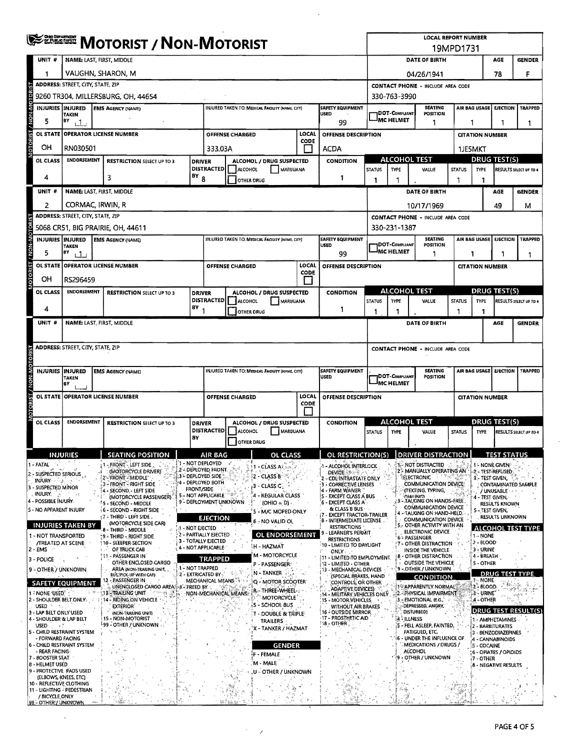# MOTORIST / NON-MOTORIST

**LOCAL REPORT NUMBER:** 19MPD1731

## Unit 1

| UNIT # | NAME: LAST, FIRST, MIDDLE | DATE OF BIRTH | AGE | GENDER |
|---|---|---|---|---|
| 1 | VAUGHN, SHARON, M | 04/26/1941 | 78 | F |

| ADDRESS: STREET, CITY, STATE, ZIP | CONTACT PHONE - INCLUDE AREA CODE |
|---|---|
| 9260 TR304, MILLERSBURG, OH, 44654 | 330-763-3990 |

| INJURIES | INJURED TAKEN BY | EMS AGENCY (NAME) | INJURED TAKEN TO: MEDICAL FACILITY (NAME, CITY) | SAFETY EQUIPMENT USED | DOT-COMPLIANT MC HELMET | SEATING POSITION | AIR BAG USAGE | EJECTION | TRAPPED |
|---|---|---|---|---|---|---|---|---|---|
| 5 | 1 | | | 99 | | 1 | 1 | 1 | 1 |

| OL STATE | OPERATOR LICENSE NUMBER | OFFENSE CHARGED | LOCAL CODE | OFFENSE DESCRIPTION | CITATION NUMBER |
|---|---|---|---|---|---|
| OH | RN030501 | 333.03A | | ACDA | 1JE5MKT |

| OL CLASS | ENDORSEMENT | RESTRICTION SELECT UP TO 3 | DRIVER DISTRACTED BY | ALCOHOL / DRUG SUSPECTED | CONDITION | ALCOHOL TEST STATUS | TYPE | VALUE | DRUG TEST(S) STATUS | TYPE | RESULTS SELECT UP TO 4 |
|---|---|---|---|---|---|---|---|---|---|---|---|
| 4 | | 3 | 8 | | 1 | 1 | 1 | . | 1 | 1 | |

## Unit 2

| UNIT # | NAME: LAST, FIRST, MIDDLE | DATE OF BIRTH | AGE | GENDER |
|---|---|---|---|---|
| 2 | CORMAC, IRWIN, R | 10/17/1969 | 49 | M |

| ADDRESS: STREET, CITY, STATE, ZIP | CONTACT PHONE - INCLUDE AREA CODE |
|---|---|
| 5068 CR51, BIG PRAIRIE, OH, 44611 | 330-231-1387 |

| INJURIES | INJURED TAKEN BY | EMS AGENCY (NAME) | INJURED TAKEN TO: MEDICAL FACILITY (NAME, CITY) | SAFETY EQUIPMENT USED | DOT-COMPLIANT MC HELMET | SEATING POSITION | AIR BAG USAGE | EJECTION | TRAPPED |
|---|---|---|---|---|---|---|---|---|---|
| 5 | 1 | | | 99 | | 1 | 1 | 1 | 1 |

| OL STATE | OPERATOR LICENSE NUMBER | OFFENSE CHARGED | LOCAL CODE | OFFENSE DESCRIPTION | CITATION NUMBER |
|---|---|---|---|---|---|
| OH | RS296459 | | | | |

| OL CLASS | ENDORSEMENT | RESTRICTION SELECT UP TO 3 | DRIVER DISTRACTED BY | ALCOHOL / DRUG SUSPECTED | CONDITION | ALCOHOL TEST STATUS | TYPE | VALUE | DRUG TEST(S) STATUS | TYPE | RESULTS SELECT UP TO 4 |
|---|---|---|---|---|---|---|---|---|---|---|---|
| 4 | | | 1 | | 1 | 1 | 1 | . | 1 | 1 | |

## Unit (blank)

| UNIT # | NAME: LAST, FIRST, MIDDLE | DATE OF BIRTH | AGE | GENDER |
|---|---|---|---|---|
| | | | | |

## Codes

**INJURIES:** 1 - FATAL; 2 - SUSPECTED SERIOUS INJURY; 3 - SUSPECTED MINOR INJURY; 4 - POSSIBLE INJURY; 5 - NO APPARENT INJURY

**INJURIES TAKEN BY:** 1 - NOT TRANSPORTED /TREATED AT SCENE; 2 - EMS; 3 - POLICE; 9 - OTHER / UNKNOWN

**SAFETY EQUIPMENT:** 1 - NONE USED; 2 - SHOULDER BELT ONLY USED; 3 - LAP BELT ONLY USED; 4 - SHOULDER & LAP BELT USED; 5 - CHILD RESTRAINT SYSTEM - FORWARD FACING; 6 - CHILD RESTRAINT SYSTEM - REAR FACING; 7 - BOOSTER SEAT; 8 - HELMET USED; 9 - PROTECTIVE PADS USED (ELBOWS, KNEES, ETC); 10 - REFLECTIVE CLOTHING; 11 - LIGHTING - PEDESTRIAN / BICYCLE ONLY; 99 - OTHER / UNKNOWN

**SEATING POSITION:** 1 - FRONT - LEFT SIDE (MOTORCYCLE DRIVER); 2 - FRONT - MIDDLE; 3 - FRONT - RIGHT SIDE; 4 - SECOND - LEFT SIDE (MOTORCYCLE PASSENGER); 5 - SECOND - MIDDLE; 6 - SECOND - RIGHT SIDE; 7 - THIRD - LEFT SIDE (MOTORCYCLE SIDE CAR); 8 - THIRD - MIDDLE; 9 - THIRD - RIGHT SIDE; 10 - SLEEPER SECTION OF TRUCK CAB; 11 - PASSENGER IN OTHER ENCLOSED CARGO AREA (NON-TRAILING UNIT, BUS, PICK-UP WITH CAP); 12 - PASSENGER IN UNENCLOSED CARGO AREA; 13 - TRAILING UNIT; 14 - RIDING ON VEHICLE EXTERIOR (NON-TRAILING UNIT); 15 - NON-MOTORIST; 99 - OTHER / UNKNOWN

**AIR BAG:** 1 - NOT DEPLOYED; 2 - DEPLOYED FRONT; 3 - DEPLOYED SIDE; 4 - DEPLOYED BOTH FRONT/SIDE; 5 - NOT APPLICABLE; 9 - DEPLOYMENT UNKNOWN

**EJECTION:** 1 - NOT EJECTED; 2 - PARTIALLY EJECTED; 3 - TOTALLY EJECTED; 4 - NOT APPLICABLE

**TRAPPED:** 1 - NOT TRAPPED; 2 - EXTRICATED BY MECHANICAL MEANS; 3 - FREED BY NON-MECHANICAL MEANS

**OL CLASS:** 1 - CLASS A; 2 - CLASS B; 3 - CLASS C; 4 - REGULAR CLASS (OHIO = D); 5 - M/C MOPED ONLY; 6 - NO VALID OL

**OL ENDORSEMENT:** H - HAZMAT; M - MOTORCYCLE; P - PASSENGER; N - TANKER; Q - MOTOR SCOOTER; R - THREE-WHEEL MOTORCYCLE; S - SCHOOL BUS; T - DOUBLE & TRIPLE TRAILERS; X - TANKER / HAZMAT

**GENDER:** F - FEMALE; M - MALE; U - OTHER / UNKNOWN

**OL RESTRICTION(S):** 1 - ALCOHOL INTERLOCK DEVICE; 2 - CDL INTRASTATE ONLY; 3 - CORRECTIVE LENSES; 4 - FARM WAIVER; 5 - EXCEPT CLASS A BUS; 6 - EXCEPT CLASS A & CLASS B BUS; 7 - EXCEPT TRACTOR-TRAILER; 8 - INTERMEDIATE LICENSE RESTRICTIONS; 9 - LEARNER'S PERMIT RESTRICTIONS; 10 - LIMITED TO DAYLIGHT ONLY; 11 - LIMITED TO EMPLOYMENT; 12 - LIMITED - OTHER; 13 - MECHANICAL DEVICES (SPECIAL BRAKES, HAND CONTROLS, OR OTHER ADAPTIVE DEVICES); 14 - MILITARY VEHICLES ONLY; 15 - MOTOR VEHICLES WITHOUT AIR BRAKES; 16 - OUTSIDE MIRROR; 17 - PROSTHETIC AID; 18 - OTHER

**DRIVER DISTRACTION:** 1 - NOT DISTRACTED; 2 - MANUALLY OPERATING AN ELECTRONIC COMMUNICATION DEVICE (TEXTING, TYPING, DIALING); 3 - TALKING ON HANDS-FREE COMMUNICATION DEVICE; 4 - TALKING ON HAND-HELD COMMUNICATION DEVICE; 5 - OTHER ACTIVITY WITH AN ELECTRONIC DEVICE; 6 - PASSENGER; 7 - OTHER DISTRACTION INSIDE THE VEHICLE; 8 - OTHER DISTRACTION OUTSIDE THE VEHICLE; 9 - OTHER / UNKNOWN

**CONDITION:** 1 - APPARENTLY NORMAL; 2 - PHYSICAL IMPAIRMENT; 3 - EMOTIONAL (E.G., DEPRESSED, ANGRY, DISTURBED); 4 - ILLNESS; 5 - FELL ASLEEP, FAINTED, FATIGUED, ETC.; 6 - UNDER THE INFLUENCE OF MEDICATIONS / DRUGS / ALCOHOL; 9 - OTHER / UNKNOWN

**TEST STATUS:** 1 - NONE GIVEN; 2 - TEST REFUSED; 3 - TEST GIVEN, CONTAMINATED SAMPLE / UNUSABLE; 4 - TEST GIVEN, RESULTS KNOWN; 5 - TEST GIVEN, RESULTS UNKNOWN

**ALCOHOL TEST TYPE:** 1 - NONE; 2 - BLOOD; 3 - URINE; 4 - BREATH; 5 - OTHER

**DRUG TEST TYPE:** 1 - NONE; 2 - BLOOD; 3 - URINE; 4 - OTHER

**DRUG TEST RESULT(S):** 1 - AMPHETAMINES; 2 - BARBITURATES; 3 - BENZODIAZEPINES; 4 - CANNABINOIDS; 5 - COCAINE; 6 - OPIATES / OPIOIDS; 7 - OTHER; 8 - NEGATIVE RESULTS